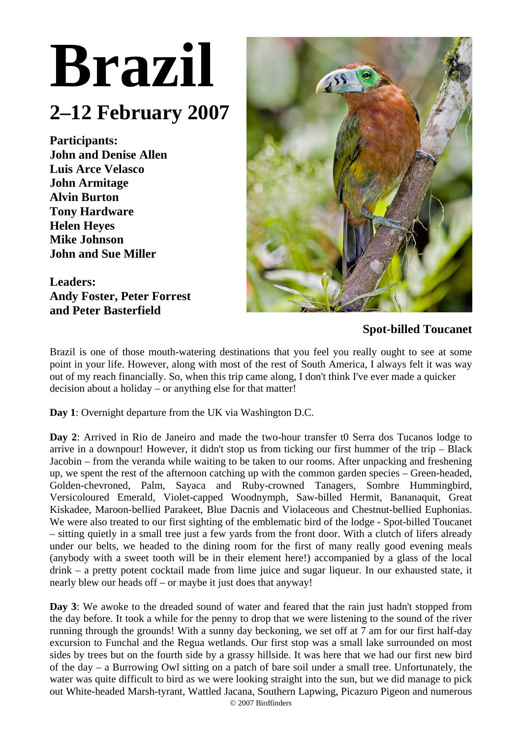# Brazil

## 2–12 February 2007

**Participants:**
**John and Denise Allen**
**Luis Arce Velasco**
**John Armitage**
**Alvin Burton**
**Tony Hardware**
**Helen Heyes**
**Mike Johnson**
**John and Sue Miller**

**Leaders:**
**Andy Foster, Peter Forrest and Peter Basterfield**

**Spot-billed Toucanet**

Brazil is one of those mouth-watering destinations that you feel you really ought to see at some point in your life. However, along with most of the rest of South America, I always felt it was way out of my reach financially. So, when this trip came along, I don't think I've ever made a quicker decision about a holiday – or anything else for that matter!

**Day 1**: Overnight departure from the UK via Washington D.C.

**Day 2**: Arrived in Rio de Janeiro and made the two-hour transfer t0 Serra dos Tucanos lodge to arrive in a downpour! However, it didn't stop us from ticking our first hummer of the trip – Black Jacobin – from the veranda while waiting to be taken to our rooms. After unpacking and freshening up, we spent the rest of the afternoon catching up with the common garden species – Green-headed, Golden-chevroned, Palm, Sayaca and Ruby-crowned Tanagers, Sombre Hummingbird, Versicoloured Emerald, Violet-capped Woodnymph, Saw-billed Hermit, Bananaquit, Great Kiskadee, Maroon-bellied Parakeet, Blue Dacnis and Violaceous and Chestnut-bellied Euphonias. We were also treated to our first sighting of the emblematic bird of the lodge - Spot-billed Toucanet – sitting quietly in a small tree just a few yards from the front door. With a clutch of lifers already under our belts, we headed to the dining room for the first of many really good evening meals (anybody with a sweet tooth will be in their element here!) accompanied by a glass of the local drink – a pretty potent cocktail made from lime juice and sugar liqueur. In our exhausted state, it nearly blew our heads off – or maybe it just does that anyway!

**Day 3**: We awoke to the dreaded sound of water and feared that the rain just hadn't stopped from the day before. It took a while for the penny to drop that we were listening to the sound of the river running through the grounds! With a sunny day beckoning, we set off at 7 am for our first half-day excursion to Funchal and the Regua wetlands. Our first stop was a small lake surrounded on most sides by trees but on the fourth side by a grassy hillside. It was here that we had our first new bird of the day – a Burrowing Owl sitting on a patch of bare soil under a small tree. Unfortunately, the water was quite difficult to bird as we were looking straight into the sun, but we did manage to pick out White-headed Marsh-tyrant, Wattled Jacana, Southern Lapwing, Picazuro Pigeon and numerous

© 2007 Birdfinders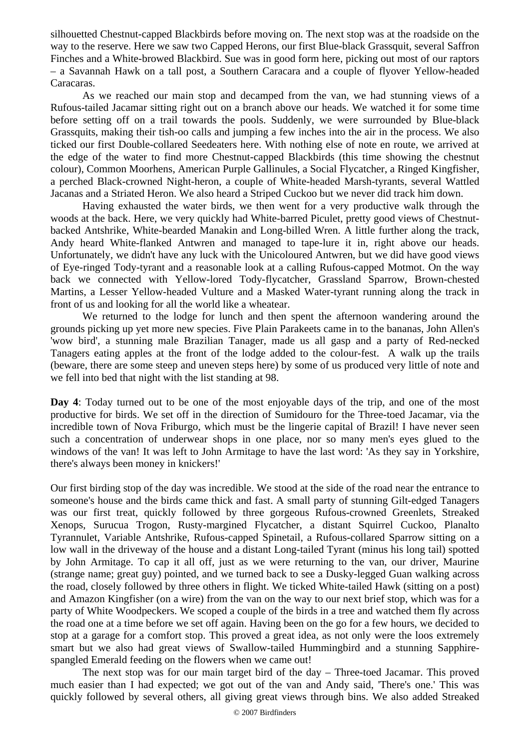silhouetted Chestnut-capped Blackbirds before moving on. The next stop was at the roadside on the way to the reserve. Here we saw two Capped Herons, our first Blue-black Grassquit, several Saffron Finches and a White-browed Blackbird. Sue was in good form here, picking out most of our raptors – a Savannah Hawk on a tall post, a Southern Caracara and a couple of flyover Yellow-headed Caracaras.

As we reached our main stop and decamped from the van, we had stunning views of a Rufous-tailed Jacamar sitting right out on a branch above our heads. We watched it for some time before setting off on a trail towards the pools. Suddenly, we were surrounded by Blue-black Grassquits, making their tish-oo calls and jumping a few inches into the air in the process. We also ticked our first Double-collared Seedeaters here. With nothing else of note en route, we arrived at the edge of the water to find more Chestnut-capped Blackbirds (this time showing the chestnut colour), Common Moorhens, American Purple Gallinules, a Social Flycatcher, a Ringed Kingfisher, a perched Black-crowned Night-heron, a couple of White-headed Marsh-tyrants, several Wattled Jacanas and a Striated Heron. We also heard a Striped Cuckoo but we never did track him down.

Having exhausted the water birds, we then went for a very productive walk through the woods at the back. Here, we very quickly had White-barred Piculet, pretty good views of Chestnut-backed Antshrike, White-bearded Manakin and Long-billed Wren. A little further along the track, Andy heard White-flanked Antwren and managed to tape-lure it in, right above our heads. Unfortunately, we didn't have any luck with the Unicoloured Antwren, but we did have good views of Eye-ringed Tody-tyrant and a reasonable look at a calling Rufous-capped Motmot. On the way back we connected with Yellow-lored Tody-flycatcher, Grassland Sparrow, Brown-chested Martins, a Lesser Yellow-headed Vulture and a Masked Water-tyrant running along the track in front of us and looking for all the world like a wheatear.

We returned to the lodge for lunch and then spent the afternoon wandering around the grounds picking up yet more new species. Five Plain Parakeets came in to the bananas, John Allen's 'wow bird', a stunning male Brazilian Tanager, made us all gasp and a party of Red-necked Tanagers eating apples at the front of the lodge added to the colour-fest. A walk up the trails (beware, there are some steep and uneven steps here) by some of us produced very little of note and we fell into bed that night with the list standing at 98.

**Day 4**: Today turned out to be one of the most enjoyable days of the trip, and one of the most productive for birds. We set off in the direction of Sumidouro for the Three-toed Jacamar, via the incredible town of Nova Friburgo, which must be the lingerie capital of Brazil! I have never seen such a concentration of underwear shops in one place, nor so many men's eyes glued to the windows of the van! It was left to John Armitage to have the last word: 'As they say in Yorkshire, there's always been money in knickers!'

Our first birding stop of the day was incredible. We stood at the side of the road near the entrance to someone's house and the birds came thick and fast. A small party of stunning Gilt-edged Tanagers was our first treat, quickly followed by three gorgeous Rufous-crowned Greenlets, Streaked Xenops, Surucua Trogon, Rusty-margined Flycatcher, a distant Squirrel Cuckoo, Planalto Tyrannulet, Variable Antshrike, Rufous-capped Spinetail, a Rufous-collared Sparrow sitting on a low wall in the driveway of the house and a distant Long-tailed Tyrant (minus his long tail) spotted by John Armitage. To cap it all off, just as we were returning to the van, our driver, Maurine (strange name; great guy) pointed, and we turned back to see a Dusky-legged Guan walking across the road, closely followed by three others in flight. We ticked White-tailed Hawk (sitting on a post) and Amazon Kingfisher (on a wire) from the van on the way to our next brief stop, which was for a party of White Woodpeckers. We scoped a couple of the birds in a tree and watched them fly across the road one at a time before we set off again. Having been on the go for a few hours, we decided to stop at a garage for a comfort stop. This proved a great idea, as not only were the loos extremely smart but we also had great views of Swallow-tailed Hummingbird and a stunning Sapphire-spangled Emerald feeding on the flowers when we came out!

The next stop was for our main target bird of the day – Three-toed Jacamar. This proved much easier than I had expected; we got out of the van and Andy said, 'There's one.' This was quickly followed by several others, all giving great views through bins. We also added Streaked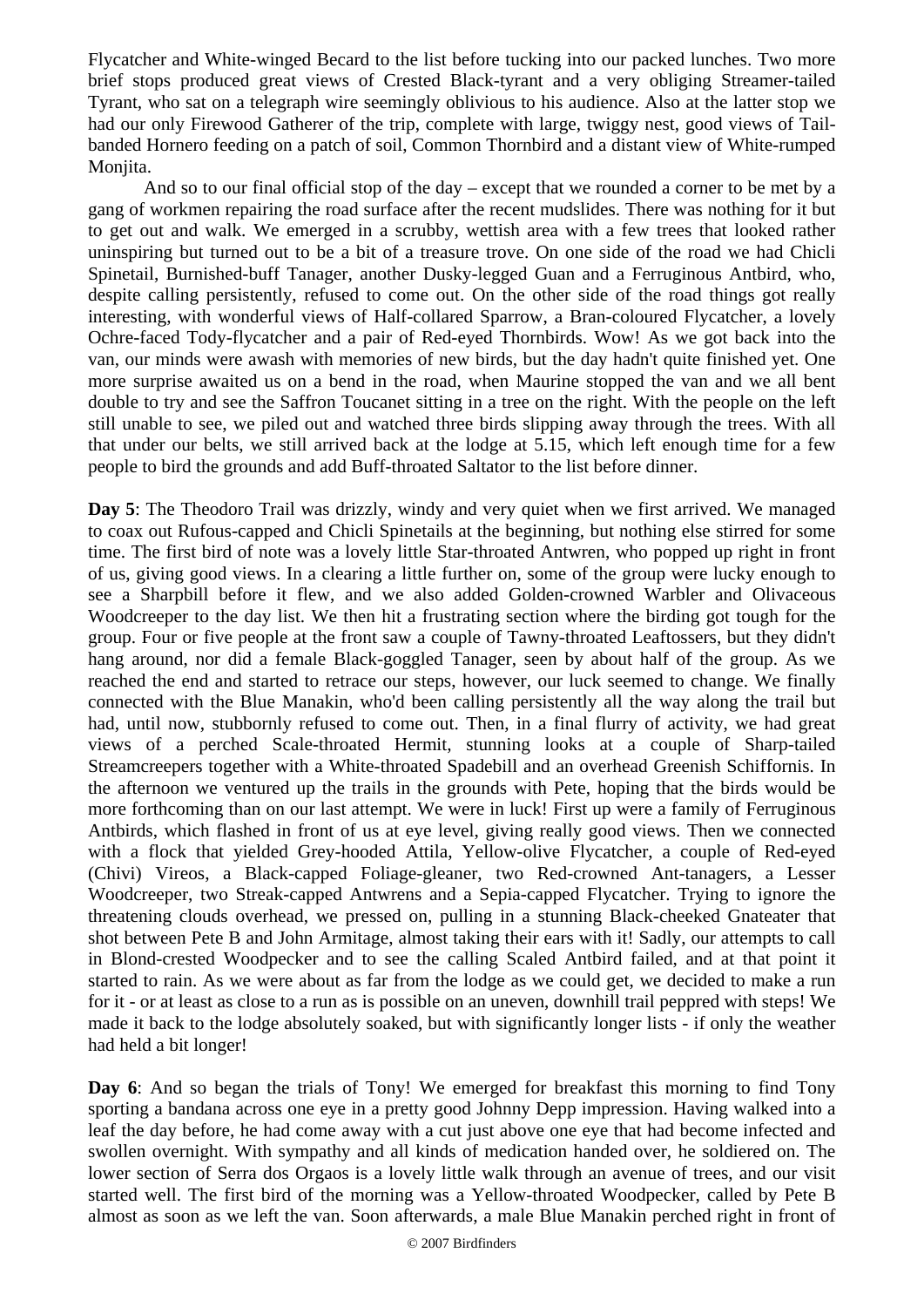Flycatcher and White-winged Becard to the list before tucking into our packed lunches. Two more brief stops produced great views of Crested Black-tyrant and a very obliging Streamer-tailed Tyrant, who sat on a telegraph wire seemingly oblivious to his audience. Also at the latter stop we had our only Firewood Gatherer of the trip, complete with large, twiggy nest, good views of Tail-banded Hornero feeding on a patch of soil, Common Thornbird and a distant view of White-rumped Monjita.

And so to our final official stop of the day – except that we rounded a corner to be met by a gang of workmen repairing the road surface after the recent mudslides. There was nothing for it but to get out and walk. We emerged in a scrubby, wettish area with a few trees that looked rather uninspiring but turned out to be a bit of a treasure trove. On one side of the road we had Chicli Spinetail, Burnished-buff Tanager, another Dusky-legged Guan and a Ferruginous Antbird, who, despite calling persistently, refused to come out. On the other side of the road things got really interesting, with wonderful views of Half-collared Sparrow, a Bran-coloured Flycatcher, a lovely Ochre-faced Tody-flycatcher and a pair of Red-eyed Thornbirds. Wow! As we got back into the van, our minds were awash with memories of new birds, but the day hadn't quite finished yet. One more surprise awaited us on a bend in the road, when Maurine stopped the van and we all bent double to try and see the Saffron Toucanet sitting in a tree on the right. With the people on the left still unable to see, we piled out and watched three birds slipping away through the trees. With all that under our belts, we still arrived back at the lodge at 5.15, which left enough time for a few people to bird the grounds and add Buff-throated Saltator to the list before dinner.

**Day 5**: The Theodoro Trail was drizzly, windy and very quiet when we first arrived. We managed to coax out Rufous-capped and Chicli Spinetails at the beginning, but nothing else stirred for some time. The first bird of note was a lovely little Star-throated Antwren, who popped up right in front of us, giving good views. In a clearing a little further on, some of the group were lucky enough to see a Sharpbill before it flew, and we also added Golden-crowned Warbler and Olivaceous Woodcreeper to the day list. We then hit a frustrating section where the birding got tough for the group. Four or five people at the front saw a couple of Tawny-throated Leaftossers, but they didn't hang around, nor did a female Black-goggled Tanager, seen by about half of the group. As we reached the end and started to retrace our steps, however, our luck seemed to change. We finally connected with the Blue Manakin, who'd been calling persistently all the way along the trail but had, until now, stubbornly refused to come out. Then, in a final flurry of activity, we had great views of a perched Scale-throated Hermit, stunning looks at a couple of Sharp-tailed Streamcreepers together with a White-throated Spadebill and an overhead Greenish Schiffornis. In the afternoon we ventured up the trails in the grounds with Pete, hoping that the birds would be more forthcoming than on our last attempt. We were in luck! First up were a family of Ferruginous Antbirds, which flashed in front of us at eye level, giving really good views. Then we connected with a flock that yielded Grey-hooded Attila, Yellow-olive Flycatcher, a couple of Red-eyed (Chivi) Vireos, a Black-capped Foliage-gleaner, two Red-crowned Ant-tanagers, a Lesser Woodcreeper, two Streak-capped Antwrens and a Sepia-capped Flycatcher. Trying to ignore the threatening clouds overhead, we pressed on, pulling in a stunning Black-cheeked Gnateater that shot between Pete B and John Armitage, almost taking their ears with it! Sadly, our attempts to call in Blond-crested Woodpecker and to see the calling Scaled Antbird failed, and at that point it started to rain. As we were about as far from the lodge as we could get, we decided to make a run for it - or at least as close to a run as is possible on an uneven, downhill trail peppred with steps! We made it back to the lodge absolutely soaked, but with significantly longer lists - if only the weather had held a bit longer!

**Day 6**: And so began the trials of Tony! We emerged for breakfast this morning to find Tony sporting a bandana across one eye in a pretty good Johnny Depp impression. Having walked into a leaf the day before, he had come away with a cut just above one eye that had become infected and swollen overnight. With sympathy and all kinds of medication handed over, he soldiered on. The lower section of Serra dos Orgaos is a lovely little walk through an avenue of trees, and our visit started well. The first bird of the morning was a Yellow-throated Woodpecker, called by Pete B almost as soon as we left the van. Soon afterwards, a male Blue Manakin perched right in front of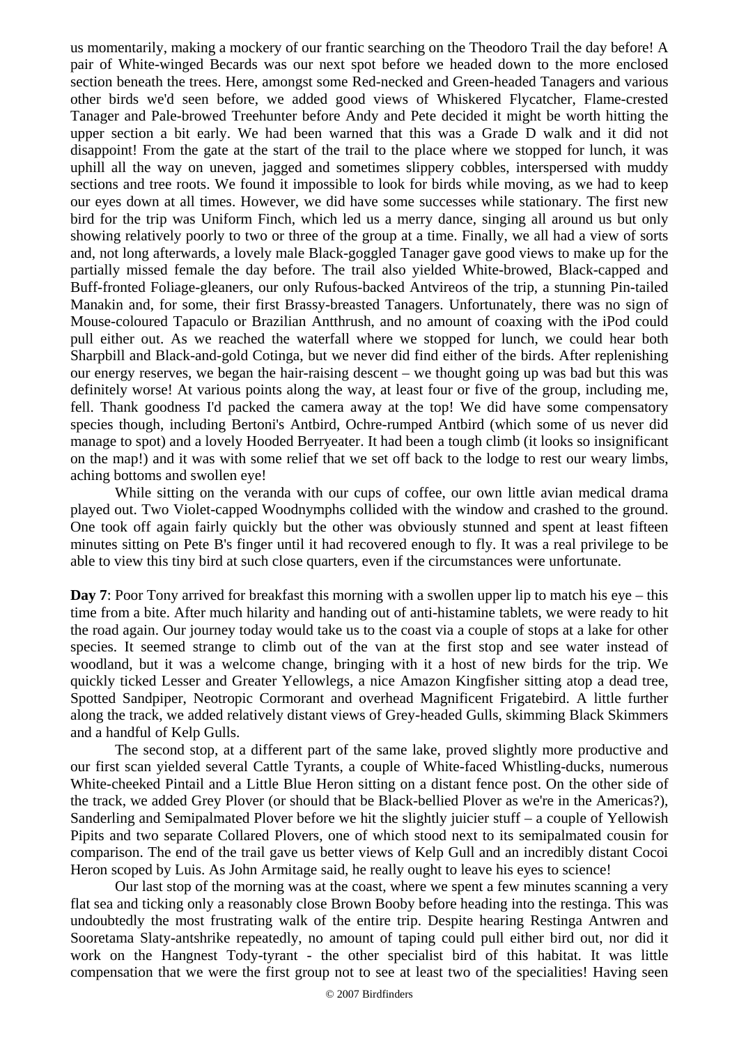us momentarily, making a mockery of our frantic searching on the Theodoro Trail the day before! A pair of White-winged Becards was our next spot before we headed down to the more enclosed section beneath the trees. Here, amongst some Red-necked and Green-headed Tanagers and various other birds we'd seen before, we added good views of Whiskered Flycatcher, Flame-crested Tanager and Pale-browed Treehunter before Andy and Pete decided it might be worth hitting the upper section a bit early. We had been warned that this was a Grade D walk and it did not disappoint! From the gate at the start of the trail to the place where we stopped for lunch, it was uphill all the way on uneven, jagged and sometimes slippery cobbles, interspersed with muddy sections and tree roots. We found it impossible to look for birds while moving, as we had to keep our eyes down at all times. However, we did have some successes while stationary. The first new bird for the trip was Uniform Finch, which led us a merry dance, singing all around us but only showing relatively poorly to two or three of the group at a time. Finally, we all had a view of sorts and, not long afterwards, a lovely male Black-goggled Tanager gave good views to make up for the partially missed female the day before. The trail also yielded White-browed, Black-capped and Buff-fronted Foliage-gleaners, our only Rufous-backed Antvireos of the trip, a stunning Pin-tailed Manakin and, for some, their first Brassy-breasted Tanagers. Unfortunately, there was no sign of Mouse-coloured Tapaculo or Brazilian Antthrush, and no amount of coaxing with the iPod could pull either out. As we reached the waterfall where we stopped for lunch, we could hear both Sharpbill and Black-and-gold Cotinga, but we never did find either of the birds. After replenishing our energy reserves, we began the hair-raising descent – we thought going up was bad but this was definitely worse! At various points along the way, at least four or five of the group, including me, fell. Thank goodness I'd packed the camera away at the top! We did have some compensatory species though, including Bertoni's Antbird, Ochre-rumped Antbird (which some of us never did manage to spot) and a lovely Hooded Berryeater. It had been a tough climb (it looks so insignificant on the map!) and it was with some relief that we set off back to the lodge to rest our weary limbs, aching bottoms and swollen eye!

While sitting on the veranda with our cups of coffee, our own little avian medical drama played out. Two Violet-capped Woodnymphs collided with the window and crashed to the ground. One took off again fairly quickly but the other was obviously stunned and spent at least fifteen minutes sitting on Pete B's finger until it had recovered enough to fly. It was a real privilege to be able to view this tiny bird at such close quarters, even if the circumstances were unfortunate.

**Day 7**: Poor Tony arrived for breakfast this morning with a swollen upper lip to match his eye – this time from a bite. After much hilarity and handing out of anti-histamine tablets, we were ready to hit the road again. Our journey today would take us to the coast via a couple of stops at a lake for other species. It seemed strange to climb out of the van at the first stop and see water instead of woodland, but it was a welcome change, bringing with it a host of new birds for the trip. We quickly ticked Lesser and Greater Yellowlegs, a nice Amazon Kingfisher sitting atop a dead tree, Spotted Sandpiper, Neotropic Cormorant and overhead Magnificent Frigatebird. A little further along the track, we added relatively distant views of Grey-headed Gulls, skimming Black Skimmers and a handful of Kelp Gulls.

The second stop, at a different part of the same lake, proved slightly more productive and our first scan yielded several Cattle Tyrants, a couple of White-faced Whistling-ducks, numerous White-cheeked Pintail and a Little Blue Heron sitting on a distant fence post. On the other side of the track, we added Grey Plover (or should that be Black-bellied Plover as we're in the Americas?), Sanderling and Semipalmated Plover before we hit the slightly juicier stuff – a couple of Yellowish Pipits and two separate Collared Plovers, one of which stood next to its semipalmated cousin for comparison. The end of the trail gave us better views of Kelp Gull and an incredibly distant Cocoi Heron scoped by Luis. As John Armitage said, he really ought to leave his eyes to science!

Our last stop of the morning was at the coast, where we spent a few minutes scanning a very flat sea and ticking only a reasonably close Brown Booby before heading into the restinga. This was undoubtedly the most frustrating walk of the entire trip. Despite hearing Restinga Antwren and Sooretama Slaty-antshrike repeatedly, no amount of taping could pull either bird out, nor did it work on the Hangnest Tody-tyrant - the other specialist bird of this habitat. It was little compensation that we were the first group not to see at least two of the specialities! Having seen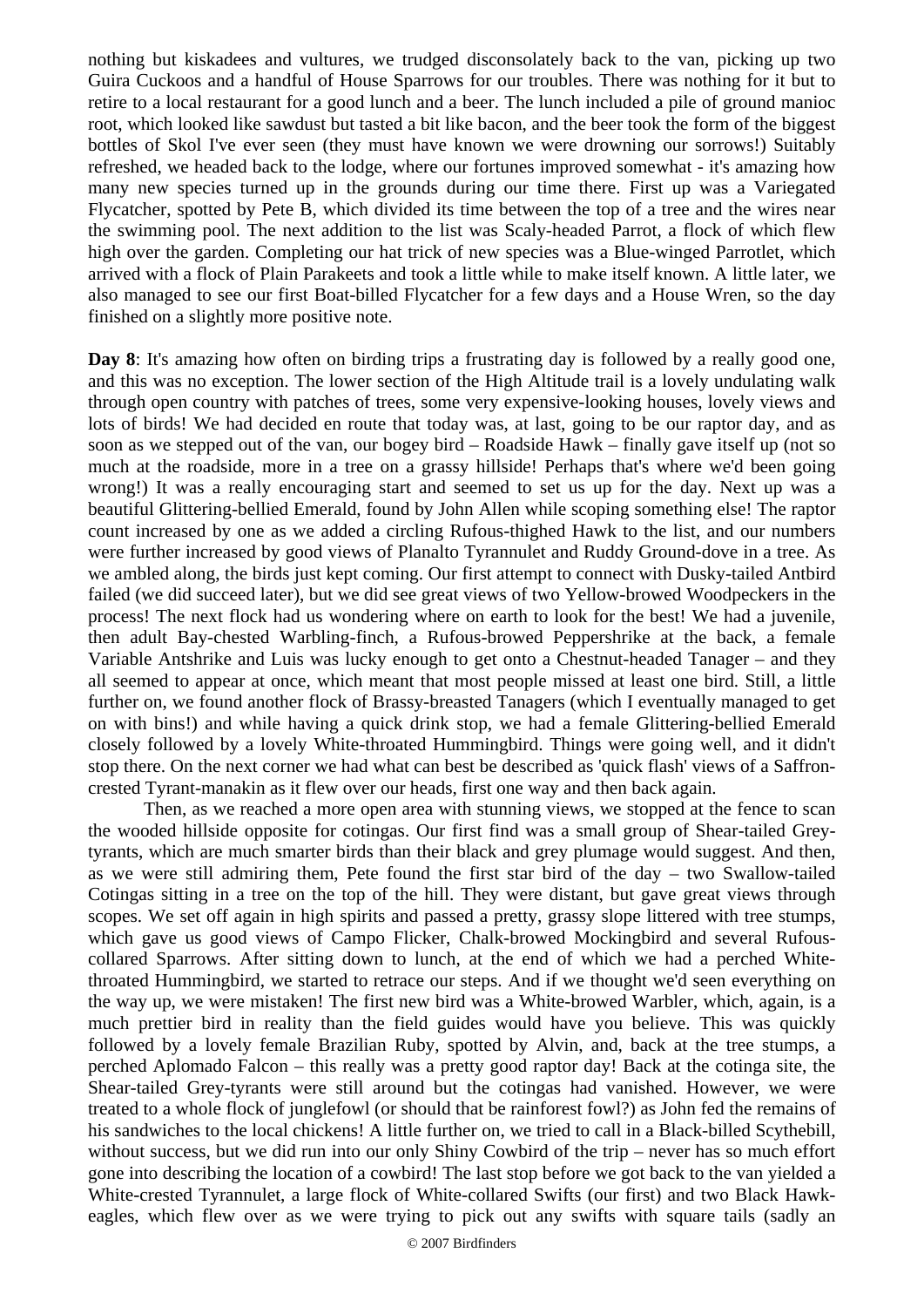nothing but kiskadees and vultures, we trudged disconsolately back to the van, picking up two Guira Cuckoos and a handful of House Sparrows for our troubles. There was nothing for it but to retire to a local restaurant for a good lunch and a beer. The lunch included a pile of ground manioc root, which looked like sawdust but tasted a bit like bacon, and the beer took the form of the biggest bottles of Skol I've ever seen (they must have known we were drowning our sorrows!) Suitably refreshed, we headed back to the lodge, where our fortunes improved somewhat - it's amazing how many new species turned up in the grounds during our time there. First up was a Variegated Flycatcher, spotted by Pete B, which divided its time between the top of a tree and the wires near the swimming pool. The next addition to the list was Scaly-headed Parrot, a flock of which flew high over the garden. Completing our hat trick of new species was a Blue-winged Parrotlet, which arrived with a flock of Plain Parakeets and took a little while to make itself known. A little later, we also managed to see our first Boat-billed Flycatcher for a few days and a House Wren, so the day finished on a slightly more positive note.

**Day 8**: It's amazing how often on birding trips a frustrating day is followed by a really good one, and this was no exception. The lower section of the High Altitude trail is a lovely undulating walk through open country with patches of trees, some very expensive-looking houses, lovely views and lots of birds! We had decided en route that today was, at last, going to be our raptor day, and as soon as we stepped out of the van, our bogey bird – Roadside Hawk – finally gave itself up (not so much at the roadside, more in a tree on a grassy hillside! Perhaps that's where we'd been going wrong!) It was a really encouraging start and seemed to set us up for the day. Next up was a beautiful Glittering-bellied Emerald, found by John Allen while scoping something else! The raptor count increased by one as we added a circling Rufous-thighed Hawk to the list, and our numbers were further increased by good views of Planalto Tyrannulet and Ruddy Ground-dove in a tree. As we ambled along, the birds just kept coming. Our first attempt to connect with Dusky-tailed Antbird failed (we did succeed later), but we did see great views of two Yellow-browed Woodpeckers in the process! The next flock had us wondering where on earth to look for the best! We had a juvenile, then adult Bay-chested Warbling-finch, a Rufous-browed Peppershrike at the back, a female Variable Antshrike and Luis was lucky enough to get onto a Chestnut-headed Tanager – and they all seemed to appear at once, which meant that most people missed at least one bird. Still, a little further on, we found another flock of Brassy-breasted Tanagers (which I eventually managed to get on with bins!) and while having a quick drink stop, we had a female Glittering-bellied Emerald closely followed by a lovely White-throated Hummingbird. Things were going well, and it didn't stop there. On the next corner we had what can best be described as 'quick flash' views of a Saffron-crested Tyrant-manakin as it flew over our heads, first one way and then back again.

Then, as we reached a more open area with stunning views, we stopped at the fence to scan the wooded hillside opposite for cotingas. Our first find was a small group of Shear-tailed Grey-tyrants, which are much smarter birds than their black and grey plumage would suggest. And then, as we were still admiring them, Pete found the first star bird of the day – two Swallow-tailed Cotingas sitting in a tree on the top of the hill. They were distant, but gave great views through scopes. We set off again in high spirits and passed a pretty, grassy slope littered with tree stumps, which gave us good views of Campo Flicker, Chalk-browed Mockingbird and several Rufous-collared Sparrows. After sitting down to lunch, at the end of which we had a perched White-throated Hummingbird, we started to retrace our steps. And if we thought we'd seen everything on the way up, we were mistaken! The first new bird was a White-browed Warbler, which, again, is a much prettier bird in reality than the field guides would have you believe. This was quickly followed by a lovely female Brazilian Ruby, spotted by Alvin, and, back at the tree stumps, a perched Aplomado Falcon – this really was a pretty good raptor day! Back at the cotinga site, the Shear-tailed Grey-tyrants were still around but the cotingas had vanished. However, we were treated to a whole flock of junglefowl (or should that be rainforest fowl?) as John fed the remains of his sandwiches to the local chickens! A little further on, we tried to call in a Black-billed Scythebill, without success, but we did run into our only Shiny Cowbird of the trip – never has so much effort gone into describing the location of a cowbird! The last stop before we got back to the van yielded a White-crested Tyrannulet, a large flock of White-collared Swifts (our first) and two Black Hawk-eagles, which flew over as we were trying to pick out any swifts with square tails (sadly an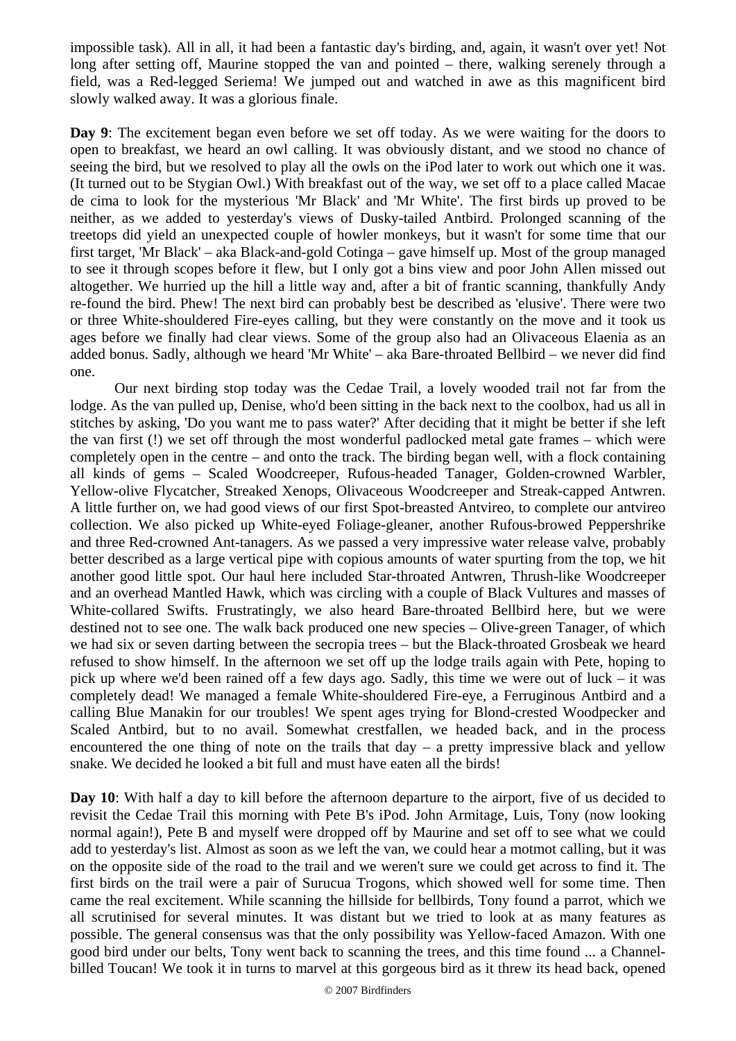impossible task). All in all, it had been a fantastic day's birding, and, again, it wasn't over yet! Not long after setting off, Maurine stopped the van and pointed – there, walking serenely through a field, was a Red-legged Seriema! We jumped out and watched in awe as this magnificent bird slowly walked away. It was a glorious finale.

**Day 9**: The excitement began even before we set off today. As we were waiting for the doors to open to breakfast, we heard an owl calling. It was obviously distant, and we stood no chance of seeing the bird, but we resolved to play all the owls on the iPod later to work out which one it was. (It turned out to be Stygian Owl.) With breakfast out of the way, we set off to a place called Macae de cima to look for the mysterious 'Mr Black' and 'Mr White'. The first birds up proved to be neither, as we added to yesterday's views of Dusky-tailed Antbird. Prolonged scanning of the treetops did yield an unexpected couple of howler monkeys, but it wasn't for some time that our first target, 'Mr Black' – aka Black-and-gold Cotinga – gave himself up. Most of the group managed to see it through scopes before it flew, but I only got a bins view and poor John Allen missed out altogether. We hurried up the hill a little way and, after a bit of frantic scanning, thankfully Andy re-found the bird. Phew! The next bird can probably best be described as 'elusive'. There were two or three White-shouldered Fire-eyes calling, but they were constantly on the move and it took us ages before we finally had clear views. Some of the group also had an Olivaceous Elaenia as an added bonus. Sadly, although we heard 'Mr White' – aka Bare-throated Bellbird – we never did find one.

Our next birding stop today was the Cedae Trail, a lovely wooded trail not far from the lodge. As the van pulled up, Denise, who'd been sitting in the back next to the coolbox, had us all in stitches by asking, 'Do you want me to pass water?' After deciding that it might be better if she left the van first (!) we set off through the most wonderful padlocked metal gate frames – which were completely open in the centre – and onto the track. The birding began well, with a flock containing all kinds of gems – Scaled Woodcreeper, Rufous-headed Tanager, Golden-crowned Warbler, Yellow-olive Flycatcher, Streaked Xenops, Olivaceous Woodcreeper and Streak-capped Antwren. A little further on, we had good views of our first Spot-breasted Antvireo, to complete our antvireo collection. We also picked up White-eyed Foliage-gleaner, another Rufous-browed Peppershrike and three Red-crowned Ant-tanagers. As we passed a very impressive water release valve, probably better described as a large vertical pipe with copious amounts of water spurting from the top, we hit another good little spot. Our haul here included Star-throated Antwren, Thrush-like Woodcreeper and an overhead Mantled Hawk, which was circling with a couple of Black Vultures and masses of White-collared Swifts. Frustratingly, we also heard Bare-throated Bellbird here, but we were destined not to see one. The walk back produced one new species – Olive-green Tanager, of which we had six or seven darting between the secropia trees – but the Black-throated Grosbeak we heard refused to show himself. In the afternoon we set off up the lodge trails again with Pete, hoping to pick up where we'd been rained off a few days ago. Sadly, this time we were out of luck – it was completely dead! We managed a female White-shouldered Fire-eye, a Ferruginous Antbird and a calling Blue Manakin for our troubles! We spent ages trying for Blond-crested Woodpecker and Scaled Antbird, but to no avail. Somewhat crestfallen, we headed back, and in the process encountered the one thing of note on the trails that day – a pretty impressive black and yellow snake. We decided he looked a bit full and must have eaten all the birds!

**Day 10**: With half a day to kill before the afternoon departure to the airport, five of us decided to revisit the Cedae Trail this morning with Pete B's iPod. John Armitage, Luis, Tony (now looking normal again!), Pete B and myself were dropped off by Maurine and set off to see what we could add to yesterday's list. Almost as soon as we left the van, we could hear a motmot calling, but it was on the opposite side of the road to the trail and we weren't sure we could get across to find it. The first birds on the trail were a pair of Surucua Trogons, which showed well for some time. Then came the real excitement. While scanning the hillside for bellbirds, Tony found a parrot, which we all scrutinised for several minutes. It was distant but we tried to look at as many features as possible. The general consensus was that the only possibility was Yellow-faced Amazon. With one good bird under our belts, Tony went back to scanning the trees, and this time found ... a Channel-billed Toucan! We took it in turns to marvel at this gorgeous bird as it threw its head back, opened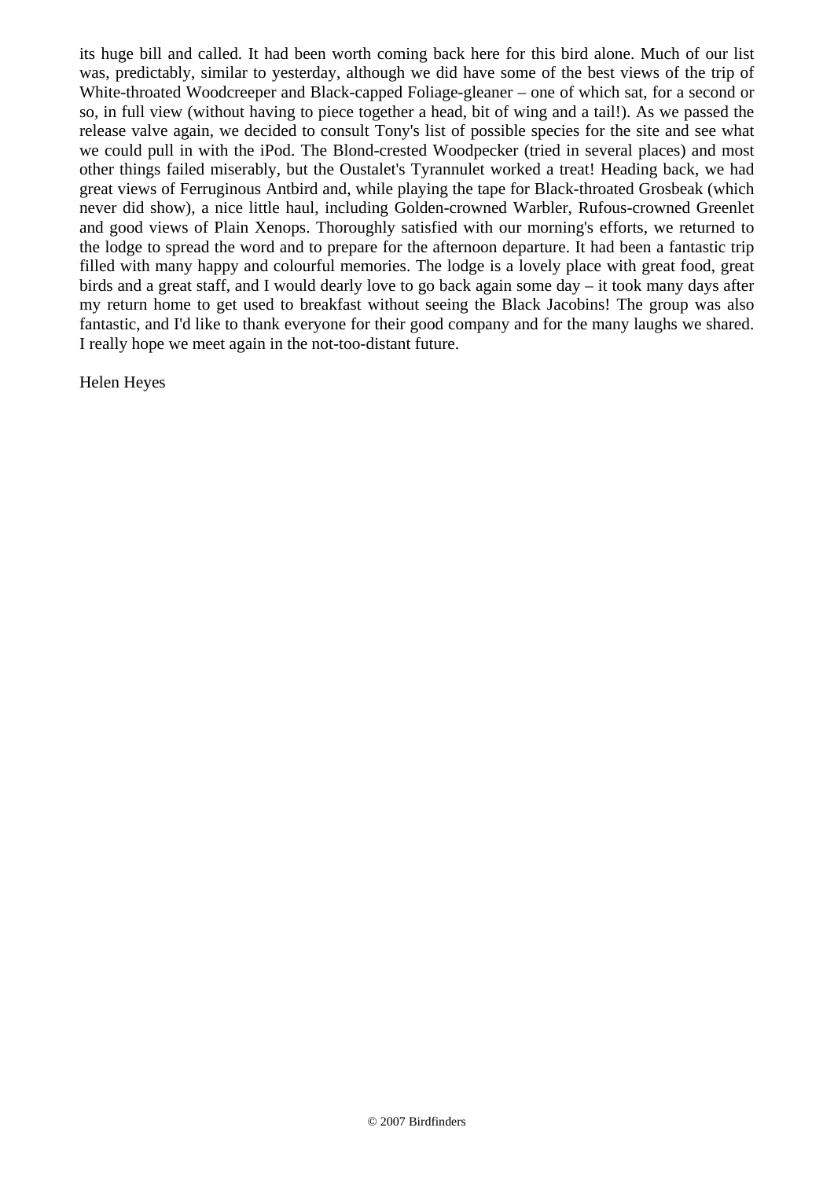its huge bill and called. It had been worth coming back here for this bird alone. Much of our list was, predictably, similar to yesterday, although we did have some of the best views of the trip of White-throated Woodcreeper and Black-capped Foliage-gleaner – one of which sat, for a second or so, in full view (without having to piece together a head, bit of wing and a tail!). As we passed the release valve again, we decided to consult Tony's list of possible species for the site and see what we could pull in with the iPod. The Blond-crested Woodpecker (tried in several places) and most other things failed miserably, but the Oustalet's Tyrannulet worked a treat! Heading back, we had great views of Ferruginous Antbird and, while playing the tape for Black-throated Grosbeak (which never did show), a nice little haul, including Golden-crowned Warbler, Rufous-crowned Greenlet and good views of Plain Xenops. Thoroughly satisfied with our morning's efforts, we returned to the lodge to spread the word and to prepare for the afternoon departure. It had been a fantastic trip filled with many happy and colourful memories. The lodge is a lovely place with great food, great birds and a great staff, and I would dearly love to go back again some day – it took many days after my return home to get used to breakfast without seeing the Black Jacobins! The group was also fantastic, and I'd like to thank everyone for their good company and for the many laughs we shared. I really hope we meet again in the not-too-distant future.

Helen Heyes